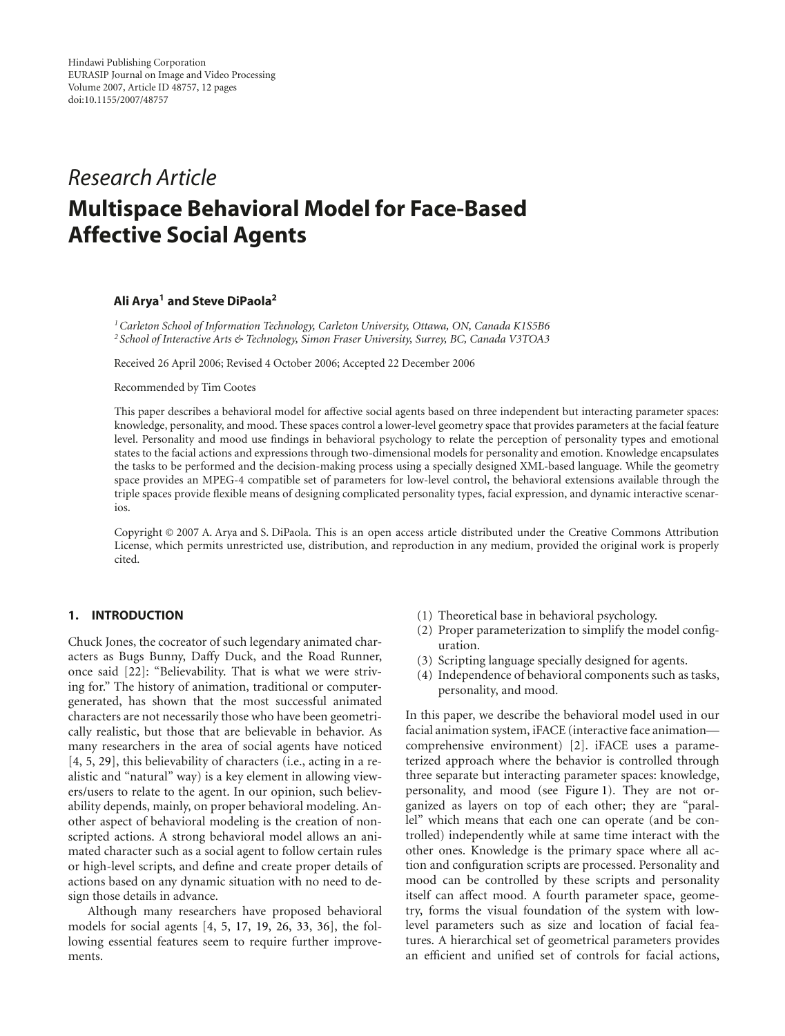Hindawi Publishing Corporation
EURASIP Journal on Image and Video Processing
Volume 2007, Article ID 48757, 12 pages
doi:10.1155/2007/48757

*Research Article*

# Multispace Behavioral Model for Face-Based Affective Social Agents

**Ali Arya[1] and Steve DiPaola[2]**

[1] *Carleton School of Information Technology, Carleton University, Ottawa, ON, Canada K1S5B6*
[2] *School of Interactive Arts & Technology, Simon Fraser University, Surrey, BC, Canada V3TOA3*

Received 26 April 2006; Revised 4 October 2006; Accepted 22 December 2006

Recommended by Tim Cootes

This paper describes a behavioral model for affective social agents based on three independent but interacting parameter spaces: knowledge, personality, and mood. These spaces control a lower-level geometry space that provides parameters at the facial feature level. Personality and mood use findings in behavioral psychology to relate the perception of personality types and emotional states to the facial actions and expressions through two-dimensional models for personality and emotion. Knowledge encapsulates the tasks to be performed and the decision-making process using a specially designed XML-based language. While the geometry space provides an MPEG-4 compatible set of parameters for low-level control, the behavioral extensions available through the triple spaces provide flexible means of designing complicated personality types, facial expression, and dynamic interactive scenarios.

Copyright © 2007 A. Arya and S. DiPaola. This is an open access article distributed under the Creative Commons Attribution License, which permits unrestricted use, distribution, and reproduction in any medium, provided the original work is properly cited.

## 1. INTRODUCTION

Chuck Jones, the cocreator of such legendary animated characters as Bugs Bunny, Daffy Duck, and the Road Runner, once said [22]: "Believability. That is what we were striving for." The history of animation, traditional or computer-generated, has shown that the most successful animated characters are not necessarily those who have been geometrically realistic, but those that are believable in behavior. As many researchers in the area of social agents have noticed [4, 5, 29], this believability of characters (i.e., acting in a realistic and "natural" way) is a key element in allowing viewers/users to relate to the agent. In our opinion, such believability depends, mainly, on proper behavioral modeling. Another aspect of behavioral modeling is the creation of non-scripted actions. A strong behavioral model allows an animated character such as a social agent to follow certain rules or high-level scripts, and define and create proper details of actions based on any dynamic situation with no need to design those details in advance.

Although many researchers have proposed behavioral models for social agents [4, 5, 17, 19, 26, 33, 36], the following essential features seem to require further improvements.

(1) Theoretical base in behavioral psychology.
(2) Proper parameterization to simplify the model configuration.
(3) Scripting language specially designed for agents.
(4) Independence of behavioral components such as tasks, personality, and mood.

In this paper, we describe the behavioral model used in our facial animation system, iFACE (interactive face animation—comprehensive environment) [2]. iFACE uses a parameterized approach where the behavior is controlled through three separate but interacting parameter spaces: knowledge, personality, and mood (see Figure 1). They are not organized as layers on top of each other; they are "parallel" which means that each one can operate (and be controlled) independently while at same time interact with the other ones. Knowledge is the primary space where all action and configuration scripts are processed. Personality and mood can be controlled by these scripts and personality itself can affect mood. A fourth parameter space, geometry, forms the visual foundation of the system with low-level parameters such as size and location of facial features. A hierarchical set of geometrical parameters provides an efficient and unified set of controls for facial actions,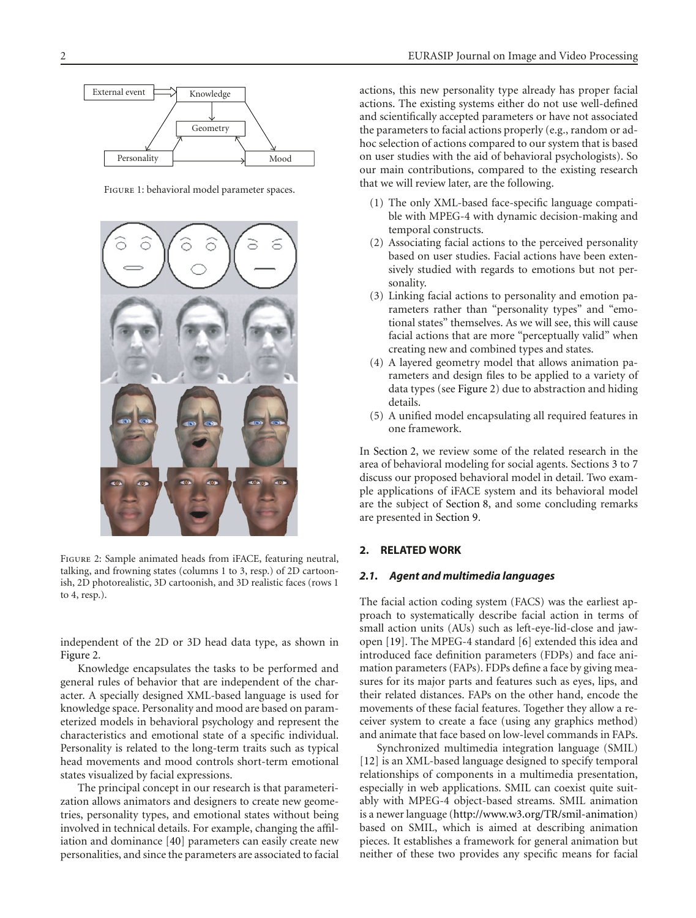External event

Knowledge

Geometry

Personality

Mood

Figure 1: behavioral model parameter spaces.

Figure 2: Sample animated heads from iFACE, featuring neutral, talking, and frowning states (columns 1 to 3, resp.) of 2D cartoonish, 2D photorealistic, 3D cartoonish, and 3D realistic faces (rows 1 to 4, resp.).

independent of the 2D or 3D head data type, as shown in Figure 2.

Knowledge encapsulates the tasks to be performed and general rules of behavior that are independent of the character. A specially designed XML-based language is used for knowledge space. Personality and mood are based on parameterized models in behavioral psychology and represent the characteristics and emotional state of a specific individual. Personality is related to the long-term traits such as typical head movements and mood controls short-term emotional states visualized by facial expressions.

The principal concept in our research is that parameterization allows animators and designers to create new geometries, personality types, and emotional states without being involved in technical details. For example, changing the affiliation and dominance [40] parameters can easily create new personalities, and since the parameters are associated to facial actions, this new personality type already has proper facial actions. The existing systems either do not use well-defined and scientifically accepted parameters or have not associated the parameters to facial actions properly (e.g., random or ad-hoc selection of actions compared to our system that is based on user studies with the aid of behavioral psychologists). So our main contributions, compared to the existing research that we will review later, are the following.

(1) The only XML-based face-specific language compatible with MPEG-4 with dynamic decision-making and temporal constructs.

(2) Associating facial actions to the perceived personality based on user studies. Facial actions have been extensively studied with regards to emotions but not personality.

(3) Linking facial actions to personality and emotion parameters rather than "personality types" and "emotional states" themselves. As we will see, this will cause facial actions that are more "perceptually valid" when creating new and combined types and states.

(4) A layered geometry model that allows animation parameters and design files to be applied to a variety of data types (see Figure 2) due to abstraction and hiding details.

(5) A unified model encapsulating all required features in one framework.

In Section 2, we review some of the related research in the area of behavioral modeling for social agents. Sections 3 to 7 discuss our proposed behavioral model in detail. Two example applications of iFACE system and its behavioral model are the subject of Section 8, and some concluding remarks are presented in Section 9.

## 2. RELATED WORK

### 2.1. Agent and multimedia languages

The facial action coding system (FACS) was the earliest approach to systematically describe facial action in terms of small action units (AUs) such as left-eye-lid-close and jaw-open [19]. The MPEG-4 standard [6] extended this idea and introduced face definition parameters (FDPs) and face animation parameters (FAPs). FDPs define a face by giving measures for its major parts and features such as eyes, lips, and their related distances. FAPs on the other hand, encode the movements of these facial features. Together they allow a receiver system to create a face (using any graphics method) and animate that face based on low-level commands in FAPs.

Synchronized multimedia integration language (SMIL) [12] is an XML-based language designed to specify temporal relationships of components in a multimedia presentation, especially in web applications. SMIL can coexist quite suitably with MPEG-4 object-based streams. SMIL animation is a newer language (http://www.w3.org/TR/smil-animation) based on SMIL, which is aimed at describing animation pieces. It establishes a framework for general animation but neither of these two provides any specific means for facial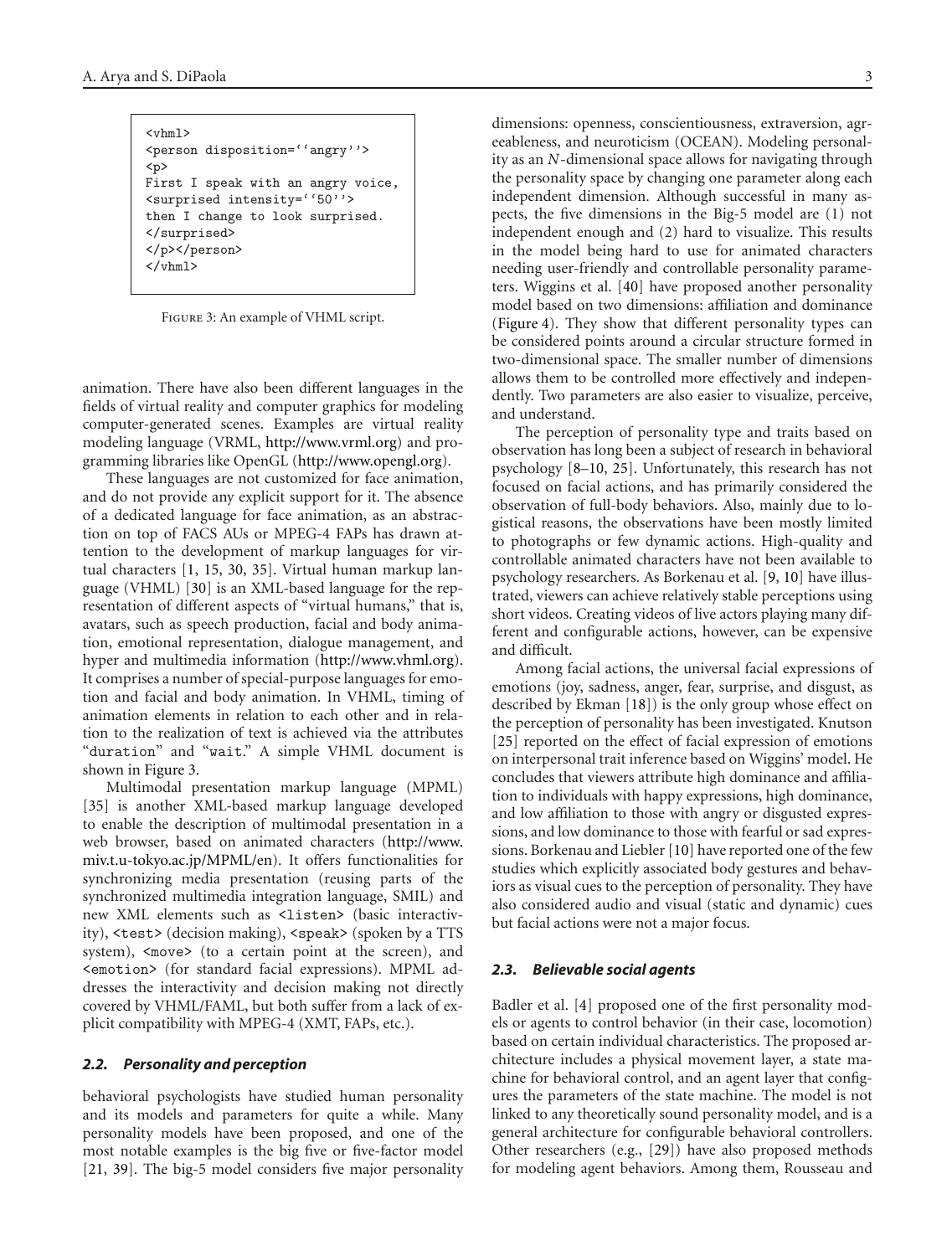```
<vhml>
<person disposition=''angry''>
<p>
First I speak with an angry voice,
<surprised intensity=''50''>
then I change to look surprised.
</surprised>
</p></person>
</vhml>
```

Figure 3: An example of VHML script.

animation. There have also been different languages in the fields of virtual reality and computer graphics for modeling computer-generated scenes. Examples are virtual reality modeling language (VRML, http://www.vrml.org) and programming libraries like OpenGL (http://www.opengl.org).

These languages are not customized for face animation, and do not provide any explicit support for it. The absence of a dedicated language for face animation, as an abstraction on top of FACS AUs or MPEG-4 FAPs has drawn attention to the development of markup languages for virtual characters [1, 15, 30, 35]. Virtual human markup language (VHML) [30] is an XML-based language for the representation of different aspects of "virtual humans," that is, avatars, such as speech production, facial and body animation, emotional representation, dialogue management, and hyper and multimedia information (http://www.vhml.org). It comprises a number of special-purpose languages for emotion and facial and body animation. In VHML, timing of animation elements in relation to each other and in relation to the realization of text is achieved via the attributes "`duration`" and "`wait`." A simple VHML document is shown in Figure 3.

Multimodal presentation markup language (MPML) [35] is another XML-based markup language developed to enable the description of multimodal presentation in a web browser, based on animated characters (http://www.miv.t.u-tokyo.ac.jp/MPML/en). It offers functionalities for synchronizing media presentation (reusing parts of the synchronized multimedia integration language, SMIL) and new XML elements such as `<listen>` (basic interactivity), `<test>` (decision making), `<speak>` (spoken by a TTS system), `<move>` (to a certain point at the screen), and `<emotion>` (for standard facial expressions). MPML addresses the interactivity and decision making not directly covered by VHML/FAML, but both suffer from a lack of explicit compatibility with MPEG-4 (XMT, FAPs, etc.).

### *2.2. Personality and perception*

behavioral psychologists have studied human personality and its models and parameters for quite a while. Many personality models have been proposed, and one of the most notable examples is the big five or five-factor model [21, 39]. The big-5 model considers five major personality dimensions: openness, conscientiousness, extraversion, agreeableness, and neuroticism (OCEAN). Modeling personality as an $N$-dimensional space allows for navigating through the personality space by changing one parameter along each independent dimension. Although successful in many aspects, the five dimensions in the Big-5 model are (1) not independent enough and (2) hard to visualize. This results in the model being hard to use for animated characters needing user-friendly and controllable personality parameters. Wiggins et al. [40] have proposed another personality model based on two dimensions: affiliation and dominance (Figure 4). They show that different personality types can be considered points around a circular structure formed in two-dimensional space. The smaller number of dimensions allows them to be controlled more effectively and independently. Two parameters are also easier to visualize, perceive, and understand.

The perception of personality type and traits based on observation has long been a subject of research in behavioral psychology [8–10, 25]. Unfortunately, this research has not focused on facial actions, and has primarily considered the observation of full-body behaviors. Also, mainly due to logistical reasons, the observations have been mostly limited to photographs or few dynamic actions. High-quality and controllable animated characters have not been available to psychology researchers. As Borkenau et al. [9, 10] have illustrated, viewers can achieve relatively stable perceptions using short videos. Creating videos of live actors playing many different and configurable actions, however, can be expensive and difficult.

Among facial actions, the universal facial expressions of emotions (joy, sadness, anger, fear, surprise, and disgust, as described by Ekman [18]) is the only group whose effect on the perception of personality has been investigated. Knutson [25] reported on the effect of facial expression of emotions on interpersonal trait inference based on Wiggins' model. He concludes that viewers attribute high dominance and affiliation to individuals with happy expressions, high dominance, and low affiliation to those with angry or disgusted expressions, and low dominance to those with fearful or sad expressions. Borkenau and Liebler [10] have reported one of the few studies which explicitly associated body gestures and behaviors as visual cues to the perception of personality. They have also considered audio and visual (static and dynamic) cues but facial actions were not a major focus.

### *2.3. Believable social agents*

Badler et al. [4] proposed one of the first personality models or agents to control behavior (in their case, locomotion) based on certain individual characteristics. The proposed architecture includes a physical movement layer, a state machine for behavioral control, and an agent layer that configures the parameters of the state machine. The model is not linked to any theoretically sound personality model, and is a general architecture for configurable behavioral controllers. Other researchers (e.g., [29]) have also proposed methods for modeling agent behaviors. Among them, Rousseau and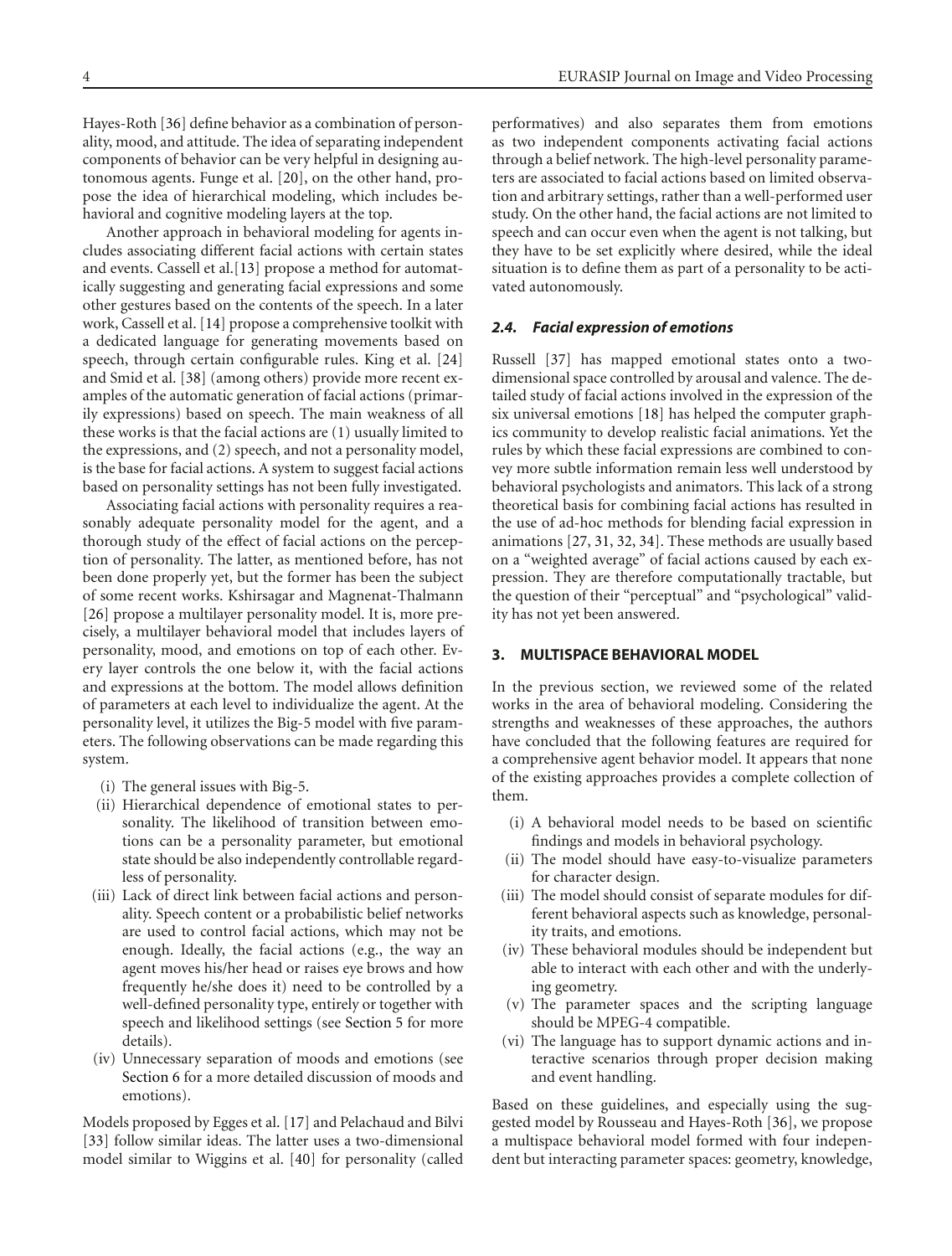Hayes-Roth [36] define behavior as a combination of personality, mood, and attitude. The idea of separating independent components of behavior can be very helpful in designing autonomous agents. Funge et al. [20], on the other hand, propose the idea of hierarchical modeling, which includes behavioral and cognitive modeling layers at the top.

Another approach in behavioral modeling for agents includes associating different facial actions with certain states and events. Cassell et al.[13] propose a method for automatically suggesting and generating facial expressions and some other gestures based on the contents of the speech. In a later work, Cassell et al. [14] propose a comprehensive toolkit with a dedicated language for generating movements based on speech, through certain configurable rules. King et al. [24] and Smid et al. [38] (among others) provide more recent examples of the automatic generation of facial actions (primarily expressions) based on speech. The main weakness of all these works is that the facial actions are (1) usually limited to the expressions, and (2) speech, and not a personality model, is the base for facial actions. A system to suggest facial actions based on personality settings has not been fully investigated.

Associating facial actions with personality requires a reasonably adequate personality model for the agent, and a thorough study of the effect of facial actions on the perception of personality. The latter, as mentioned before, has not been done properly yet, but the former has been the subject of some recent works. Kshirsagar and Magnenat-Thalmann [26] propose a multilayer personality model. It is, more precisely, a multilayer behavioral model that includes layers of personality, mood, and emotions on top of each other. Every layer controls the one below it, with the facial actions and expressions at the bottom. The model allows definition of parameters at each level to individualize the agent. At the personality level, it utilizes the Big-5 model with five parameters. The following observations can be made regarding this system.

(i) The general issues with Big-5.

(ii) Hierarchical dependence of emotional states to personality. The likelihood of transition between emotions can be a personality parameter, but emotional state should be also independently controllable regardless of personality.

(iii) Lack of direct link between facial actions and personality. Speech content or a probabilistic belief networks are used to control facial actions, which may not be enough. Ideally, the facial actions (e.g., the way an agent moves his/her head or raises eye brows and how frequently he/she does it) need to be controlled by a well-defined personality type, entirely or together with speech and likelihood settings (see Section 5 for more details).

(iv) Unnecessary separation of moods and emotions (see Section 6 for a more detailed discussion of moods and emotions).

Models proposed by Egges et al. [17] and Pelachaud and Bilvi [33] follow similar ideas. The latter uses a two-dimensional model similar to Wiggins et al. [40] for personality (called performatives) and also separates them from emotions as two independent components activating facial actions through a belief network. The high-level personality parameters are associated to facial actions based on limited observation and arbitrary settings, rather than a well-performed user study. On the other hand, the facial actions are not limited to speech and can occur even when the agent is not talking, but they have to be set explicitly where desired, while the ideal situation is to define them as part of a personality to be activated autonomously.

### *2.4. Facial expression of emotions*

Russell [37] has mapped emotional states onto a two-dimensional space controlled by arousal and valence. The detailed study of facial actions involved in the expression of the six universal emotions [18] has helped the computer graphics community to develop realistic facial animations. Yet the rules by which these facial expressions are combined to convey more subtle information remain less well understood by behavioral psychologists and animators. This lack of a strong theoretical basis for combining facial actions has resulted in the use of ad-hoc methods for blending facial expression in animations [27, 31, 32, 34]. These methods are usually based on a "weighted average" of facial actions caused by each expression. They are therefore computationally tractable, but the question of their "perceptual" and "psychological" validity has not yet been answered.

## 3. MULTISPACE BEHAVIORAL MODEL

In the previous section, we reviewed some of the related works in the area of behavioral modeling. Considering the strengths and weaknesses of these approaches, the authors have concluded that the following features are required for a comprehensive agent behavior model. It appears that none of the existing approaches provides a complete collection of them.

(i) A behavioral model needs to be based on scientific findings and models in behavioral psychology.

(ii) The model should have easy-to-visualize parameters for character design.

(iii) The model should consist of separate modules for different behavioral aspects such as knowledge, personality traits, and emotions.

(iv) These behavioral modules should be independent but able to interact with each other and with the underlying geometry.

(v) The parameter spaces and the scripting language should be MPEG-4 compatible.

(vi) The language has to support dynamic actions and interactive scenarios through proper decision making and event handling.

Based on these guidelines, and especially using the suggested model by Rousseau and Hayes-Roth [36], we propose a multispace behavioral model formed with four independent but interacting parameter spaces: geometry, knowledge,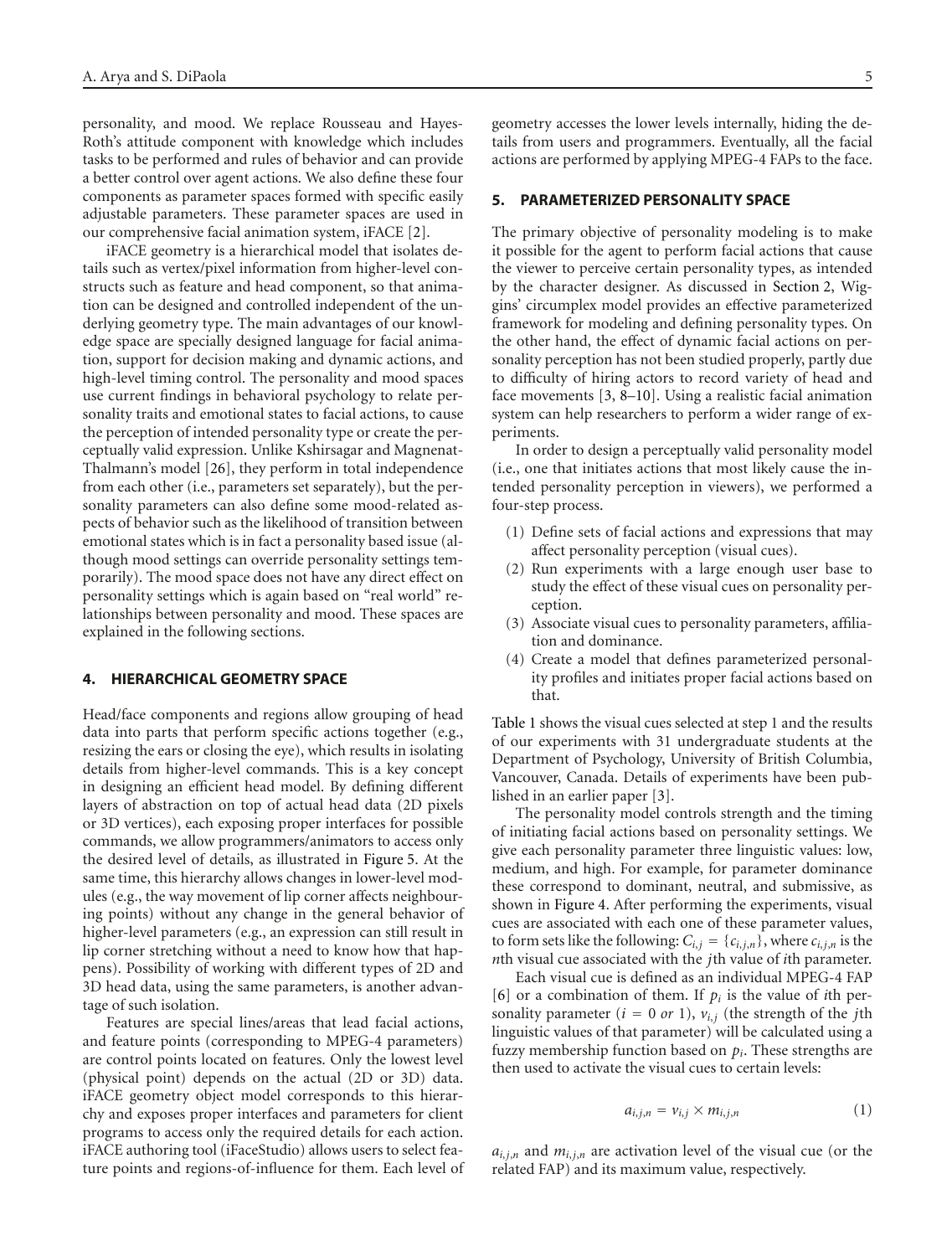personality, and mood. We replace Rousseau and Hayes-Roth's attitude component with knowledge which includes tasks to be performed and rules of behavior and can provide a better control over agent actions. We also define these four components as parameter spaces formed with specific easily adjustable parameters. These parameter spaces are used in our comprehensive facial animation system, iFACE [2].

iFACE geometry is a hierarchical model that isolates details such as vertex/pixel information from higher-level constructs such as feature and head component, so that animation can be designed and controlled independent of the underlying geometry type. The main advantages of our knowledge space are specially designed language for facial animation, support for decision making and dynamic actions, and high-level timing control. The personality and mood spaces use current findings in behavioral psychology to relate personality traits and emotional states to facial actions, to cause the perception of intended personality type or create the perceptually valid expression. Unlike Kshirsagar and Magnenat-Thalmann's model [26], they perform in total independence from each other (i.e., parameters set separately), but the personality parameters can also define some mood-related aspects of behavior such as the likelihood of transition between emotional states which is in fact a personality based issue (although mood settings can override personality settings temporarily). The mood space does not have any direct effect on personality settings which is again based on "real world" relationships between personality and mood. These spaces are explained in the following sections.

## 4. HIERARCHICAL GEOMETRY SPACE

Head/face components and regions allow grouping of head data into parts that perform specific actions together (e.g., resizing the ears or closing the eye), which results in isolating details from higher-level commands. This is a key concept in designing an efficient head model. By defining different layers of abstraction on top of actual head data (2D pixels or 3D vertices), each exposing proper interfaces for possible commands, we allow programmers/animators to access only the desired level of details, as illustrated in Figure 5. At the same time, this hierarchy allows changes in lower-level modules (e.g., the way movement of lip corner affects neighbouring points) without any change in the general behavior of higher-level parameters (e.g., an expression can still result in lip corner stretching without a need to know how that happens). Possibility of working with different types of 2D and 3D head data, using the same parameters, is another advantage of such isolation.

Features are special lines/areas that lead facial actions, and feature points (corresponding to MPEG-4 parameters) are control points located on features. Only the lowest level (physical point) depends on the actual (2D or 3D) data. iFACE geometry object model corresponds to this hierarchy and exposes proper interfaces and parameters for client programs to access only the required details for each action. iFACE authoring tool (iFaceStudio) allows users to select feature points and regions-of-influence for them. Each level of geometry accesses the lower levels internally, hiding the details from users and programmers. Eventually, all the facial actions are performed by applying MPEG-4 FAPs to the face.

## 5. PARAMETERIZED PERSONALITY SPACE

The primary objective of personality modeling is to make it possible for the agent to perform facial actions that cause the viewer to perceive certain personality types, as intended by the character designer. As discussed in Section 2, Wiggins' circumplex model provides an effective parameterized framework for modeling and defining personality types. On the other hand, the effect of dynamic facial actions on personality perception has not been studied properly, partly due to difficulty of hiring actors to record variety of head and face movements [3, 8–10]. Using a realistic facial animation system can help researchers to perform a wider range of experiments.

In order to design a perceptually valid personality model (i.e., one that initiates actions that most likely cause the intended personality perception in viewers), we performed a four-step process.

(1) Define sets of facial actions and expressions that may affect personality perception (visual cues).
(2) Run experiments with a large enough user base to study the effect of these visual cues on personality perception.
(3) Associate visual cues to personality parameters, affiliation and dominance.
(4) Create a model that defines parameterized personality profiles and initiates proper facial actions based on that.

Table 1 shows the visual cues selected at step 1 and the results of our experiments with 31 undergraduate students at the Department of Psychology, University of British Columbia, Vancouver, Canada. Details of experiments have been published in an earlier paper [3].

The personality model controls strength and the timing of initiating facial actions based on personality settings. We give each personality parameter three linguistic values: low, medium, and high. For example, for parameter dominance these correspond to dominant, neutral, and submissive, as shown in Figure 4. After performing the experiments, visual cues are associated with each one of these parameter values, to form sets like the following: $C_{i,j} = \{c_{i,j,n}\}$, where $c_{i,j,n}$ is the $n$th visual cue associated with the $j$th value of $i$th parameter.

Each visual cue is defined as an individual MPEG-4 FAP [6] or a combination of them. If $p_i$ is the value of $i$th personality parameter ($i = 0$ *or* 1), $v_{i,j}$ (the strength of the $j$th linguistic values of that parameter) will be calculated using a fuzzy membership function based on $p_i$. These strengths are then used to activate the visual cues to certain levels:

$$a_{i,j,n} = v_{i,j} \times m_{i,j,n} \quad (1)$$

$a_{i,j,n}$ and $m_{i,j,n}$ are activation level of the visual cue (or the related FAP) and its maximum value, respectively.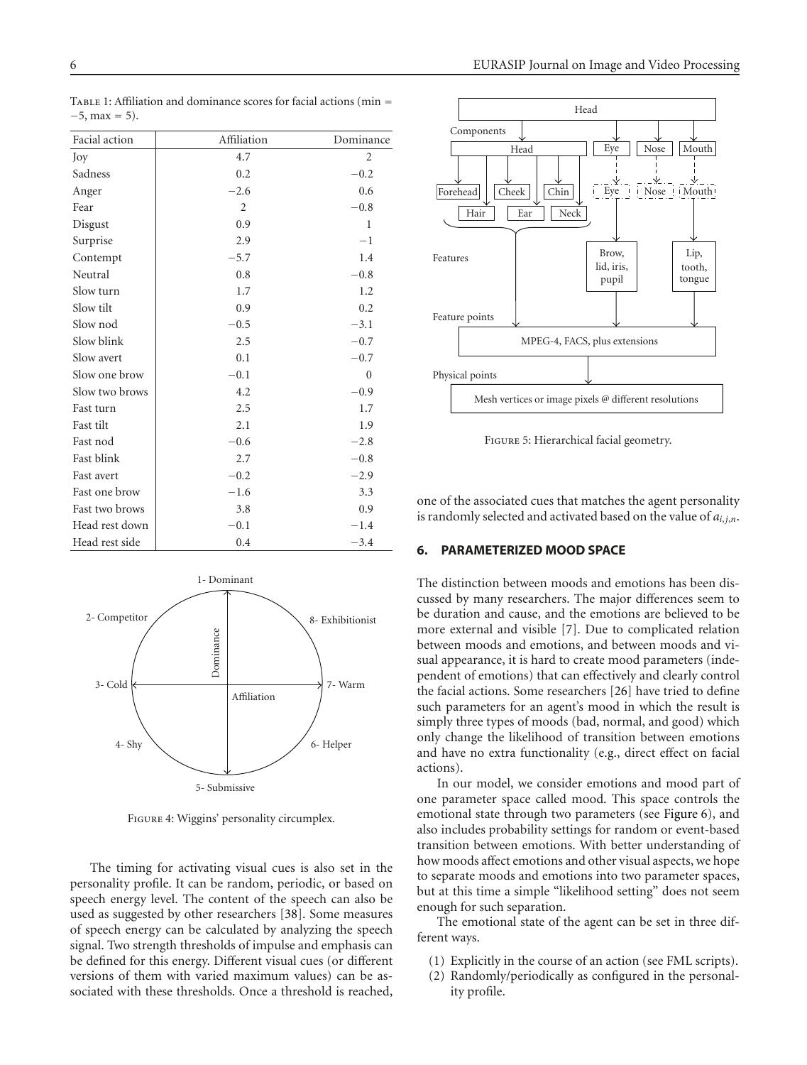Table 1: Affiliation and dominance scores for facial actions (min = −5, max = 5).

| Facial action | Affiliation | Dominance |
|---|---|---|
| Joy | 4.7 | 2 |
| Sadness | 0.2 | −0.2 |
| Anger | −2.6 | 0.6 |
| Fear | 2 | −0.8 |
| Disgust | 0.9 | 1 |
| Surprise | 2.9 | −1 |
| Contempt | −5.7 | 1.4 |
| Neutral | 0.8 | −0.8 |
| Slow turn | 1.7 | 1.2 |
| Slow tilt | 0.9 | 0.2 |
| Slow nod | −0.5 | −3.1 |
| Slow blink | 2.5 | −0.7 |
| Slow avert | 0.1 | −0.7 |
| Slow one brow | −0.1 | 0 |
| Slow two brows | 4.2 | −0.9 |
| Fast turn | 2.5 | 1.7 |
| Fast tilt | 2.1 | 1.9 |
| Fast nod | −0.6 | −2.8 |
| Fast blink | 2.7 | −0.8 |
| Fast avert | −0.2 | −2.9 |
| Fast one brow | −1.6 | 3.3 |
| Fast two brows | 3.8 | 0.9 |
| Head rest down | −0.1 | −1.4 |
| Head rest side | 0.4 | −3.4 |

Figure 4: Wiggins' personality circumplex.

The timing for activating visual cues is also set in the personality profile. It can be random, periodic, or based on speech energy level. The content of the speech can also be used as suggested by other researchers [38]. Some measures of speech energy can be calculated by analyzing the speech signal. Two strength thresholds of impulse and emphasis can be defined for this energy. Different visual cues (or different versions of them with varied maximum values) can be associated with these thresholds. Once a threshold is reached, one of the associated cues that matches the agent personality is randomly selected and activated based on the value of $a_{i,j,n}$.

Figure 5: Hierarchical facial geometry.

## 6. PARAMETERIZED MOOD SPACE

The distinction between moods and emotions has been discussed by many researchers. The major differences seem to be duration and cause, and the emotions are believed to be more external and visible [7]. Due to complicated relation between moods and emotions, and between moods and visual appearance, it is hard to create mood parameters (independent of emotions) that can effectively and clearly control the facial actions. Some researchers [26] have tried to define such parameters for an agent's mood in which the result is simply three types of moods (bad, normal, and good) which only change the likelihood of transition between emotions and have no extra functionality (e.g., direct effect on facial actions).

In our model, we consider emotions and mood part of one parameter space called mood. This space controls the emotional state through two parameters (see Figure 6), and also includes probability settings for random or event-based transition between emotions. With better understanding of how moods affect emotions and other visual aspects, we hope to separate moods and emotions into two parameter spaces, but at this time a simple "likelihood setting" does not seem enough for such separation.

The emotional state of the agent can be set in three different ways.

(1) Explicitly in the course of an action (see FML scripts).
(2) Randomly/periodically as configured in the personality profile.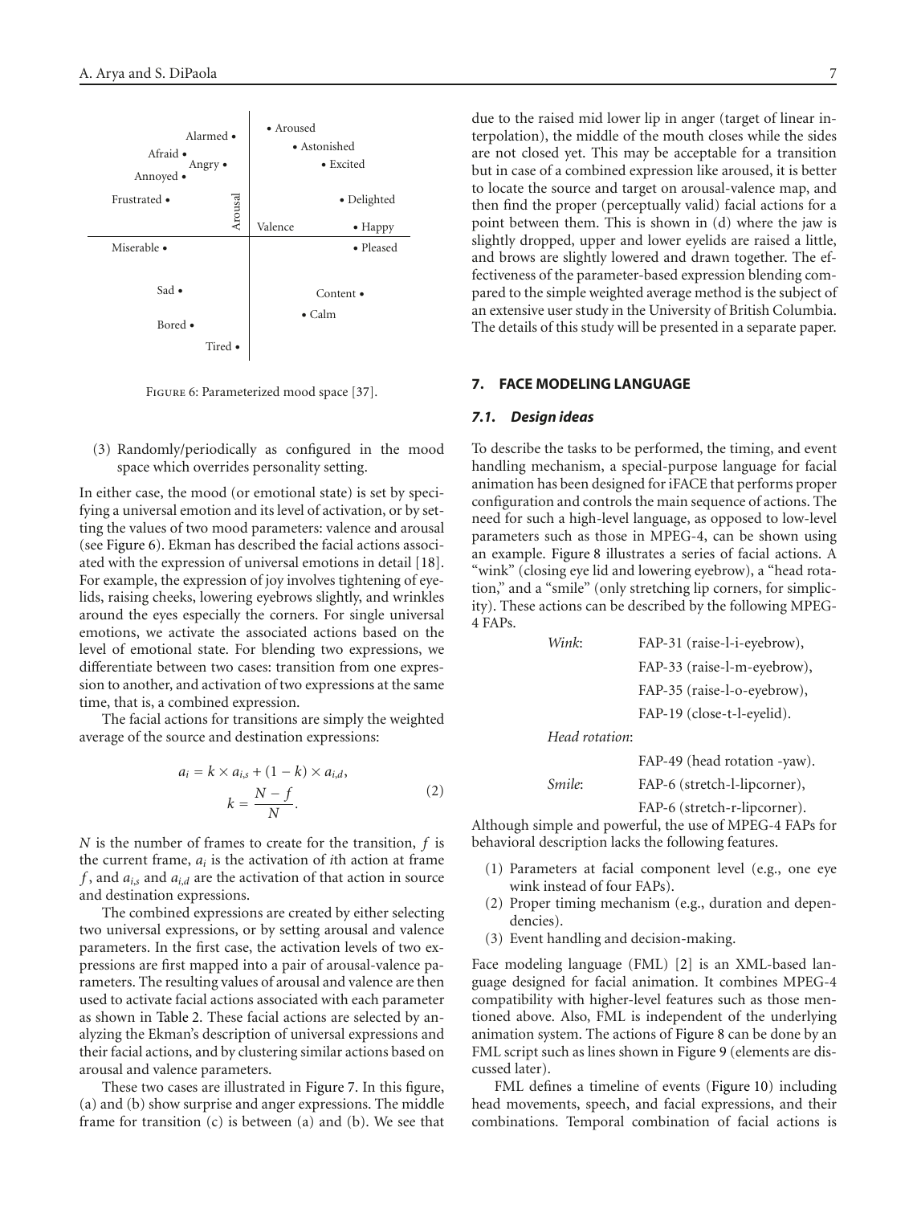• Aroused

Alarmed •

• Astonished

Afraid •

Angry •

• Excited

Annoyed •

Frustrated •

• Delighted

Arousal

Valence

• Happy

Miserable •

• Pleased

Sad •

Content •

• Calm

Bored •

Tired •

Figure 6: Parameterized mood space [37].

(3) Randomly/periodically as configured in the mood space which overrides personality setting.

In either case, the mood (or emotional state) is set by specifying a universal emotion and its level of activation, or by setting the values of two mood parameters: valence and arousal (see Figure 6). Ekman has described the facial actions associated with the expression of universal emotions in detail [18]. For example, the expression of joy involves tightening of eyelids, raising cheeks, lowering eyebrows slightly, and wrinkles around the eyes especially the corners. For single universal emotions, we activate the associated actions based on the level of emotional state. For blending two expressions, we differentiate between two cases: transition from one expression to another, and activation of two expressions at the same time, that is, a combined expression.

The facial actions for transitions are simply the weighted average of the source and destination expressions:

$$a_i = k \times a_{i,s} + (1 - k) \times a_{i,d},$$
$$k = \frac{N - f}{N}. \tag{2}$$

$N$ is the number of frames to create for the transition, $f$ is the current frame, $a_i$ is the activation of $i$th action at frame $f$, and $a_{i,s}$ and $a_{i,d}$ are the activation of that action in source and destination expressions.

The combined expressions are created by either selecting two universal expressions, or by setting arousal and valence parameters. In the first case, the activation levels of two expressions are first mapped into a pair of arousal-valence parameters. The resulting values of arousal and valence are then used to activate facial actions associated with each parameter as shown in Table 2. These facial actions are selected by analyzing the Ekman's description of universal expressions and their facial actions, and by clustering similar actions based on arousal and valence parameters.

These two cases are illustrated in Figure 7. In this figure, (a) and (b) show surprise and anger expressions. The middle frame for transition (c) is between (a) and (b). We see that due to the raised mid lower lip in anger (target of linear interpolation), the middle of the mouth closes while the sides are not closed yet. This may be acceptable for a transition but in case of a combined expression like aroused, it is better to locate the source and target on arousal-valence map, and then find the proper (perceptually valid) facial actions for a point between them. This is shown in (d) where the jaw is slightly dropped, upper and lower eyelids are raised a little, and brows are slightly lowered and drawn together. The effectiveness of the parameter-based expression blending compared to the simple weighted average method is the subject of an extensive user study in the University of British Columbia. The details of this study will be presented in a separate paper.

## 7. FACE MODELING LANGUAGE

### 7.1. Design ideas

To describe the tasks to be performed, the timing, and event handling mechanism, a special-purpose language for facial animation has been designed for iFACE that performs proper configuration and controls the main sequence of actions. The need for such a high-level language, as opposed to low-level parameters such as those in MPEG-4, can be shown using an example. Figure 8 illustrates a series of facial actions. A "wink" (closing eye lid and lowering eyebrow), a "head rotation," and a "smile" (only stretching lip corners, for simplicity). These actions can be described by the following MPEG-4 FAPs.

*Wink*: FAP-31 (raise-l-i-eyebrow),
FAP-33 (raise-l-m-eyebrow),
FAP-35 (raise-l-o-eyebrow),
FAP-19 (close-t-l-eyelid).

*Head rotation*:
FAP-49 (head rotation -yaw).

*Smile*: FAP-6 (stretch-l-lipcorner),
FAP-6 (stretch-r-lipcorner).

Although simple and powerful, the use of MPEG-4 FAPs for behavioral description lacks the following features.

(1) Parameters at facial component level (e.g., one eye wink instead of four FAPs).
(2) Proper timing mechanism (e.g., duration and dependencies).
(3) Event handling and decision-making.

Face modeling language (FML) [2] is an XML-based language designed for facial animation. It combines MPEG-4 compatibility with higher-level features such as those mentioned above. Also, FML is independent of the underlying animation system. The actions of Figure 8 can be done by an FML script such as lines shown in Figure 9 (elements are discussed later).

FML defines a timeline of events (Figure 10) including head movements, speech, and facial expressions, and their combinations. Temporal combination of facial actions is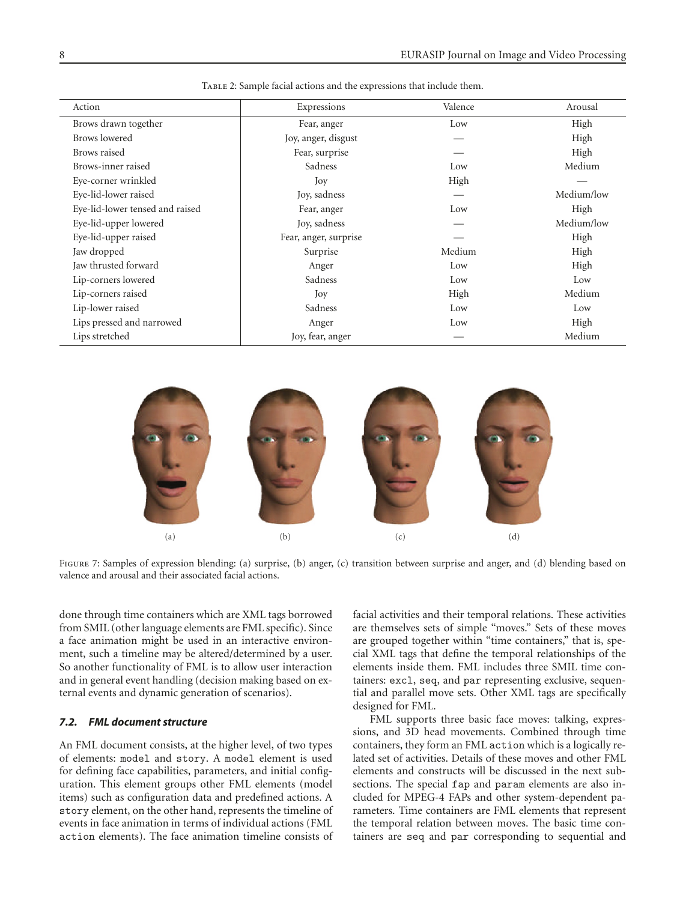Table 2: Sample facial actions and the expressions that include them.

| Action | Expressions | Valence | Arousal |
|---|---|---|---|
| Brows drawn together | Fear, anger | Low | High |
| Brows lowered | Joy, anger, disgust | — | High |
| Brows raised | Fear, surprise | — | High |
| Brows-inner raised | Sadness | Low | Medium |
| Eye-corner wrinkled | Joy | High | — |
| Eye-lid-lower raised | Joy, sadness | — | Medium/low |
| Eye-lid-lower tensed and raised | Fear, anger | Low | High |
| Eye-lid-upper lowered | Joy, sadness | — | Medium/low |
| Eye-lid-upper raised | Fear, anger, surprise | — | High |
| Jaw dropped | Surprise | Medium | High |
| Jaw thrusted forward | Anger | Low | High |
| Lip-corners lowered | Sadness | Low | Low |
| Lip-corners raised | Joy | High | Medium |
| Lip-lower raised | Sadness | Low | Low |
| Lips pressed and narrowed | Anger | Low | High |
| Lips stretched | Joy, fear, anger | — | Medium |

(a) (b) (c) (d)

Figure 7: Samples of expression blending: (a) surprise, (b) anger, (c) transition between surprise and anger, and (d) blending based on valence and arousal and their associated facial actions.

done through time containers which are XML tags borrowed from SMIL (other language elements are FML specific). Since a face animation might be used in an interactive environment, such a timeline may be altered/determined by a user. So another functionality of FML is to allow user interaction and in general event handling (decision making based on external events and dynamic generation of scenarios).

### *7.2. FML document structure*

An FML document consists, at the higher level, of two types of elements: `model` and `story`. A `model` element is used for defining face capabilities, parameters, and initial configuration. This element groups other FML elements (model items) such as configuration data and predefined actions. A `story` element, on the other hand, represents the timeline of events in face animation in terms of individual actions (FML `action` elements). The face animation timeline consists of facial activities and their temporal relations. These activities are themselves sets of simple "moves." Sets of these moves are grouped together within "time containers," that is, special XML tags that define the temporal relationships of the elements inside them. FML includes three SMIL time containers: `excl`, `seq`, and `par` representing exclusive, sequential and parallel move sets. Other XML tags are specifically designed for FML.

FML supports three basic face moves: talking, expressions, and 3D head movements. Combined through time containers, they form an FML `action` which is a logically related set of activities. Details of these moves and other FML elements and constructs will be discussed in the next subsections. The special `fap` and `param` elements are also included for MPEG-4 FAPs and other system-dependent parameters. Time containers are FML elements that represent the temporal relation between moves. The basic time containers are `seq` and `par` corresponding to sequential and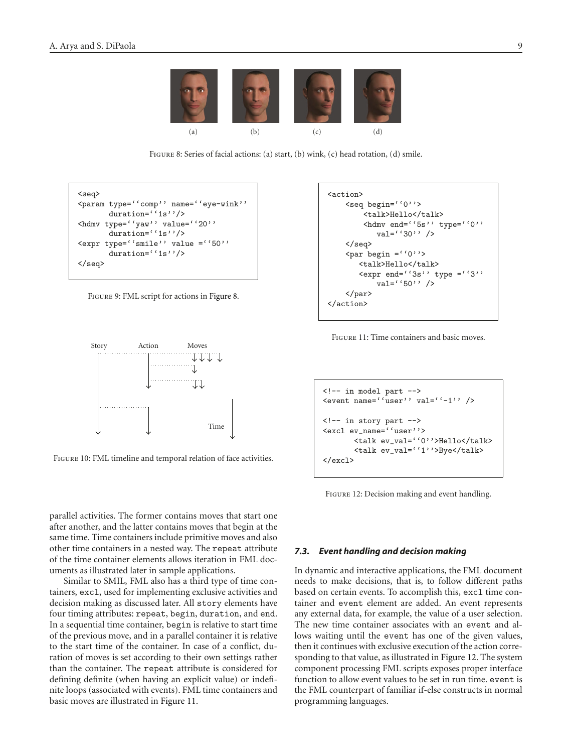(a) (b) (c) (d)

Figure 8: Series of facial actions: (a) start, (b) wink, (c) head rotation, (d) smile.

```
<seq>
<param type=''comp'' name=''eye-wink''
       duration=''1s''/>
<hdmv type=''yaw'' value=''20''
       duration=''1s''/>
<expr type=''smile'' value =''50''
       duration=''1s''/>
</seq>
```

Figure 9: FML script for actions in Figure 8.

Story Action Moves

Time

Figure 10: FML timeline and temporal relation of face activities.

```
<action>
    <seq begin=''0''>
        <talk>Hello</talk>
        <hdmv end=''5s'' type=''0''
            val=''30'' />
    </seq>
    <par begin =''0''>
       <talk>Hello</talk>
       <expr end=''3s'' type =''3''
           val=''50'' />
    </par>
</action>
```

Figure 11: Time containers and basic moves.

```
<!-- in model part -->
<event name=''user'' val=''-1'' />

<!-- in story part -->
<excl ev_name=''user''>
       <talk ev_val=''0''>Hello</talk>
       <talk ev_val=''1''>Bye</talk>
</excl>
```

Figure 12: Decision making and event handling.

parallel activities. The former contains moves that start one after another, and the latter contains moves that begin at the same time. Time containers include primitive moves and also other time containers in a nested way. The `repeat` attribute of the time container elements allows iteration in FML documents as illustrated later in sample applications.

Similar to SMIL, FML also has a third type of time containers, `excl`, used for implementing exclusive activities and decision making as discussed later. All `story` elements have four timing attributes: `repeat`, `begin`, `duration`, and `end`. In a sequential time container, `begin` is relative to start time of the previous move, and in a parallel container it is relative to the start time of the container. In case of a conflict, duration of moves is set according to their own settings rather than the container. The `repeat` attribute is considered for defining definite (when having an explicit value) or indefinite loops (associated with events). FML time containers and basic moves are illustrated in Figure 11.

### *7.3. Event handling and decision making*

In dynamic and interactive applications, the FML document needs to make decisions, that is, to follow different paths based on certain events. To accomplish this, `excl` time container and `event` element are added. An event represents any external data, for example, the value of a user selection. The new time container associates with an `event` and allows waiting until the `event` has one of the given values, then it continues with exclusive execution of the action corresponding to that value, as illustrated in Figure 12. The system component processing FML scripts exposes proper interface function to allow event values to be set in run time. `event` is the FML counterpart of familiar if-else constructs in normal programming languages.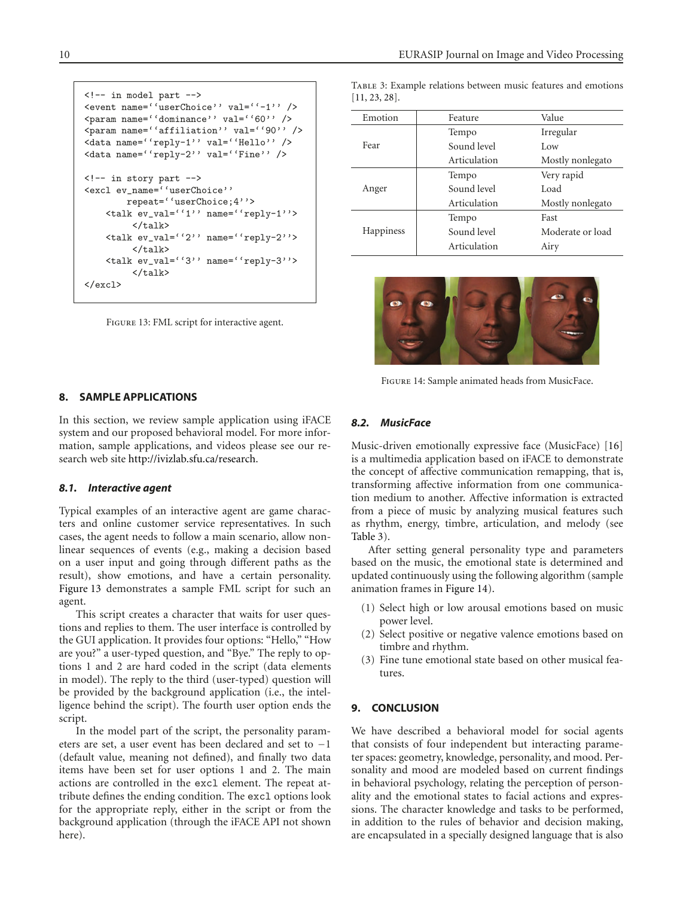```
<!-- in model part -->
<event name=''userChoice'' val=''-1'' />
<param name=''dominance'' val=''60'' />
<param name=''affiliation'' val=''90'' />
<data name=''reply-1'' val=''Hello'' />
<data name=''reply-2'' val=''Fine'' />

<!-- in story part -->
<excl ev_name=''userChoice''
        repeat=''userChoice;4''>
    <talk ev_val=''1'' name=''reply-1''>
        </talk>
    <talk ev_val=''2'' name=''reply-2''>
        </talk>
    <talk ev_val=''3'' name=''reply-3''>
        </talk>
</excl>
```

Figure 13: FML script for interactive agent.

## 8. SAMPLE APPLICATIONS

In this section, we review sample application using iFACE system and our proposed behavioral model. For more information, sample applications, and videos please see our research web site http://ivizlab.sfu.ca/research.

### 8.1. Interactive agent

Typical examples of an interactive agent are game characters and online customer service representatives. In such cases, the agent needs to follow a main scenario, allow non-linear sequences of events (e.g., making a decision based on a user input and going through different paths as the result), show emotions, and have a certain personality. Figure 13 demonstrates a sample FML script for such an agent.

This script creates a character that waits for user questions and replies to them. The user interface is controlled by the GUI application. It provides four options: "Hello," "How are you?" a user-typed question, and "Bye." The reply to options 1 and 2 are hard coded in the script (data elements in model). The reply to the third (user-typed) question will be provided by the background application (i.e., the intelligence behind the script). The fourth user option ends the script.

In the model part of the script, the personality parameters are set, a user event has been declared and set to −1 (default value, meaning not defined), and finally two data items have been set for user options 1 and 2. The main actions are controlled in the `excl` element. The repeat attribute defines the ending condition. The `excl` options look for the appropriate reply, either in the script or from the background application (through the iFACE API not shown here).

Table 3: Example relations between music features and emotions [11, 23, 28].

| Emotion | Feature | Value |
|---|---|---|
| Fear | Tempo | Irregular |
| | Sound level | Low |
| | Articulation | Mostly nonlegato |
| Anger | Tempo | Very rapid |
| | Sound level | Load |
| | Articulation | Mostly nonlegato |
| Happiness | Tempo | Fast |
| | Sound level | Moderate or load |
| | Articulation | Airy |

Figure 14: Sample animated heads from MusicFace.

### 8.2. MusicFace

Music-driven emotionally expressive face (MusicFace) [16] is a multimedia application based on iFACE to demonstrate the concept of affective communication remapping, that is, transforming affective information from one communication medium to another. Affective information is extracted from a piece of music by analyzing musical features such as rhythm, energy, timbre, articulation, and melody (see Table 3).

After setting general personality type and parameters based on the music, the emotional state is determined and updated continuously using the following algorithm (sample animation frames in Figure 14).

(1) Select high or low arousal emotions based on music power level.
(2) Select positive or negative valence emotions based on timbre and rhythm.
(3) Fine tune emotional state based on other musical features.

## 9. CONCLUSION

We have described a behavioral model for social agents that consists of four independent but interacting parameter spaces: geometry, knowledge, personality, and mood. Personality and mood are modeled based on current findings in behavioral psychology, relating the perception of personality and the emotional states to facial actions and expressions. The character knowledge and tasks to be performed, in addition to the rules of behavior and decision making, are encapsulated in a specially designed language that is also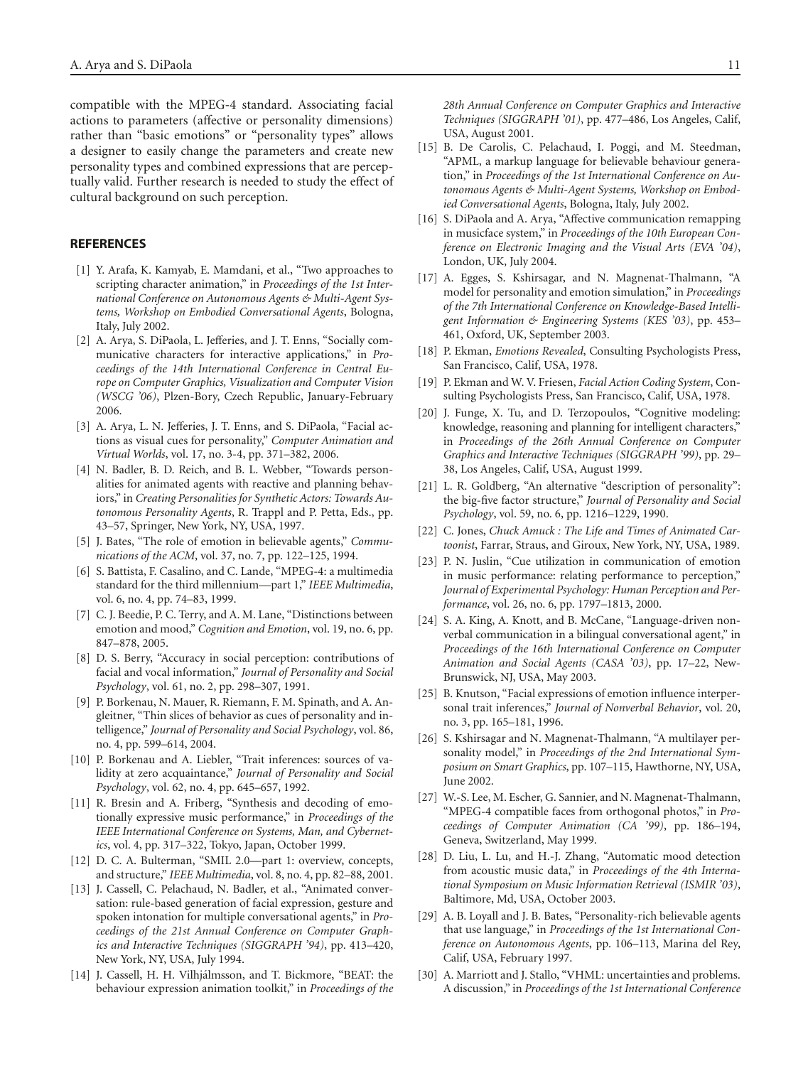compatible with the MPEG-4 standard. Associating facial actions to parameters (affective or personality dimensions) rather than "basic emotions" or "personality types" allows a designer to easily change the parameters and create new personality types and combined expressions that are perceptually valid. Further research is needed to study the effect of cultural background on such perception.

## REFERENCES

[1] Y. Arafa, K. Kamyab, E. Mamdani, et al., "Two approaches to scripting character animation," in *Proceedings of the 1st International Conference on Autonomous Agents & Multi-Agent Systems, Workshop on Embodied Conversational Agents*, Bologna, Italy, July 2002.

[2] A. Arya, S. DiPaola, L. Jefferies, and J. T. Enns, "Socially communicative characters for interactive applications," in *Proceedings of the 14th International Conference in Central Europe on Computer Graphics, Visualization and Computer Vision (WSCG '06)*, Plzen-Bory, Czech Republic, January-February 2006.

[3] A. Arya, L. N. Jefferies, J. T. Enns, and S. DiPaola, "Facial actions as visual cues for personality," *Computer Animation and Virtual Worlds*, vol. 17, no. 3-4, pp. 371–382, 2006.

[4] N. Badler, B. D. Reich, and B. L. Webber, "Towards personalities for animated agents with reactive and planning behaviors," in *Creating Personalities for Synthetic Actors: Towards Autonomous Personality Agents*, R. Trappl and P. Petta, Eds., pp. 43–57, Springer, New York, NY, USA, 1997.

[5] J. Bates, "The role of emotion in believable agents," *Communications of the ACM*, vol. 37, no. 7, pp. 122–125, 1994.

[6] S. Battista, F. Casalino, and C. Lande, "MPEG-4: a multimedia standard for the third millennium—part 1," *IEEE Multimedia*, vol. 6, no. 4, pp. 74–83, 1999.

[7] C. J. Beedie, P. C. Terry, and A. M. Lane, "Distinctions between emotion and mood," *Cognition and Emotion*, vol. 19, no. 6, pp. 847–878, 2005.

[8] D. S. Berry, "Accuracy in social perception: contributions of facial and vocal information," *Journal of Personality and Social Psychology*, vol. 61, no. 2, pp. 298–307, 1991.

[9] P. Borkenau, N. Mauer, R. Riemann, F. M. Spinath, and A. Angleitner, "Thin slices of behavior as cues of personality and intelligence," *Journal of Personality and Social Psychology*, vol. 86, no. 4, pp. 599–614, 2004.

[10] P. Borkenau and A. Liebler, "Trait inferences: sources of validity at zero acquaintance," *Journal of Personality and Social Psychology*, vol. 62, no. 4, pp. 645–657, 1992.

[11] R. Bresin and A. Friberg, "Synthesis and decoding of emotionally expressive music performance," in *Proceedings of the IEEE International Conference on Systems, Man, and Cybernetics*, vol. 4, pp. 317–322, Tokyo, Japan, October 1999.

[12] D. C. A. Bulterman, "SMIL 2.0—part 1: overview, concepts, and structure," *IEEE Multimedia*, vol. 8, no. 4, pp. 82–88, 2001.

[13] J. Cassell, C. Pelachaud, N. Badler, et al., "Animated conversation: rule-based generation of facial expression, gesture and spoken intonation for multiple conversational agents," in *Proceedings of the 21st Annual Conference on Computer Graphics and Interactive Techniques (SIGGRAPH '94)*, pp. 413–420, New York, NY, USA, July 1994.

[14] J. Cassell, H. H. Vilhjálmsson, and T. Bickmore, "BEAT: the behaviour expression animation toolkit," in *Proceedings of the 28th Annual Conference on Computer Graphics and Interactive Techniques (SIGGRAPH '01)*, pp. 477–486, Los Angeles, Calif, USA, August 2001.

[15] B. De Carolis, C. Pelachaud, I. Poggi, and M. Steedman, "APML, a markup language for believable behaviour generation," in *Proceedings of the 1st International Conference on Autonomous Agents & Multi-Agent Systems, Workshop on Embodied Conversational Agents*, Bologna, Italy, July 2002.

[16] S. DiPaola and A. Arya, "Affective communication remapping in musicface system," in *Proceedings of the 10th European Conference on Electronic Imaging and the Visual Arts (EVA '04)*, London, UK, July 2004.

[17] A. Egges, S. Kshirsagar, and N. Magnenat-Thalmann, "A model for personality and emotion simulation," in *Proceedings of the 7th International Conference on Knowledge-Based Intelligent Information & Engineering Systems (KES '03)*, pp. 453–461, Oxford, UK, September 2003.

[18] P. Ekman, *Emotions Revealed*, Consulting Psychologists Press, San Francisco, Calif, USA, 1978.

[19] P. Ekman and W. V. Friesen, *Facial Action Coding System*, Consulting Psychologists Press, San Francisco, Calif, USA, 1978.

[20] J. Funge, X. Tu, and D. Terzopoulos, "Cognitive modeling: knowledge, reasoning and planning for intelligent characters," in *Proceedings of the 26th Annual Conference on Computer Graphics and Interactive Techniques (SIGGRAPH '99)*, pp. 29–38, Los Angeles, Calif, USA, August 1999.

[21] L. R. Goldberg, "An alternative "description of personality": the big-five factor structure," *Journal of Personality and Social Psychology*, vol. 59, no. 6, pp. 1216–1229, 1990.

[22] C. Jones, *Chuck Amuck : The Life and Times of Animated Cartoonist*, Farrar, Straus, and Giroux, New York, NY, USA, 1989.

[23] P. N. Juslin, "Cue utilization in communication of emotion in music performance: relating performance to perception," *Journal of Experimental Psychology: Human Perception and Performance*, vol. 26, no. 6, pp. 1797–1813, 2000.

[24] S. A. King, A. Knott, and B. McCane, "Language-driven nonverbal communication in a bilingual conversational agent," in *Proceedings of the 16th International Conference on Computer Animation and Social Agents (CASA '03)*, pp. 17–22, New-Brunswick, NJ, USA, May 2003.

[25] B. Knutson, "Facial expressions of emotion influence interpersonal trait inferences," *Journal of Nonverbal Behavior*, vol. 20, no. 3, pp. 165–181, 1996.

[26] S. Kshirsagar and N. Magnenat-Thalmann, "A multilayer personality model," in *Proceedings of the 2nd International Symposium on Smart Graphics*, pp. 107–115, Hawthorne, NY, USA, June 2002.

[27] W.-S. Lee, M. Escher, G. Sannier, and N. Magnenat-Thalmann, "MPEG-4 compatible faces from orthogonal photos," in *Proceedings of Computer Animation (CA '99)*, pp. 186–194, Geneva, Switzerland, May 1999.

[28] D. Liu, L. Lu, and H.-J. Zhang, "Automatic mood detection from acoustic music data," in *Proceedings of the 4th International Symposium on Music Information Retrieval (ISMIR '03)*, Baltimore, Md, USA, October 2003.

[29] A. B. Loyall and J. B. Bates, "Personality-rich believable agents that use language," in *Proceedings of the 1st International Conference on Autonomous Agents*, pp. 106–113, Marina del Rey, Calif, USA, February 1997.

[30] A. Marriott and J. Stallo, "VHML: uncertainties and problems. A discussion," in *Proceedings of the 1st International Conference*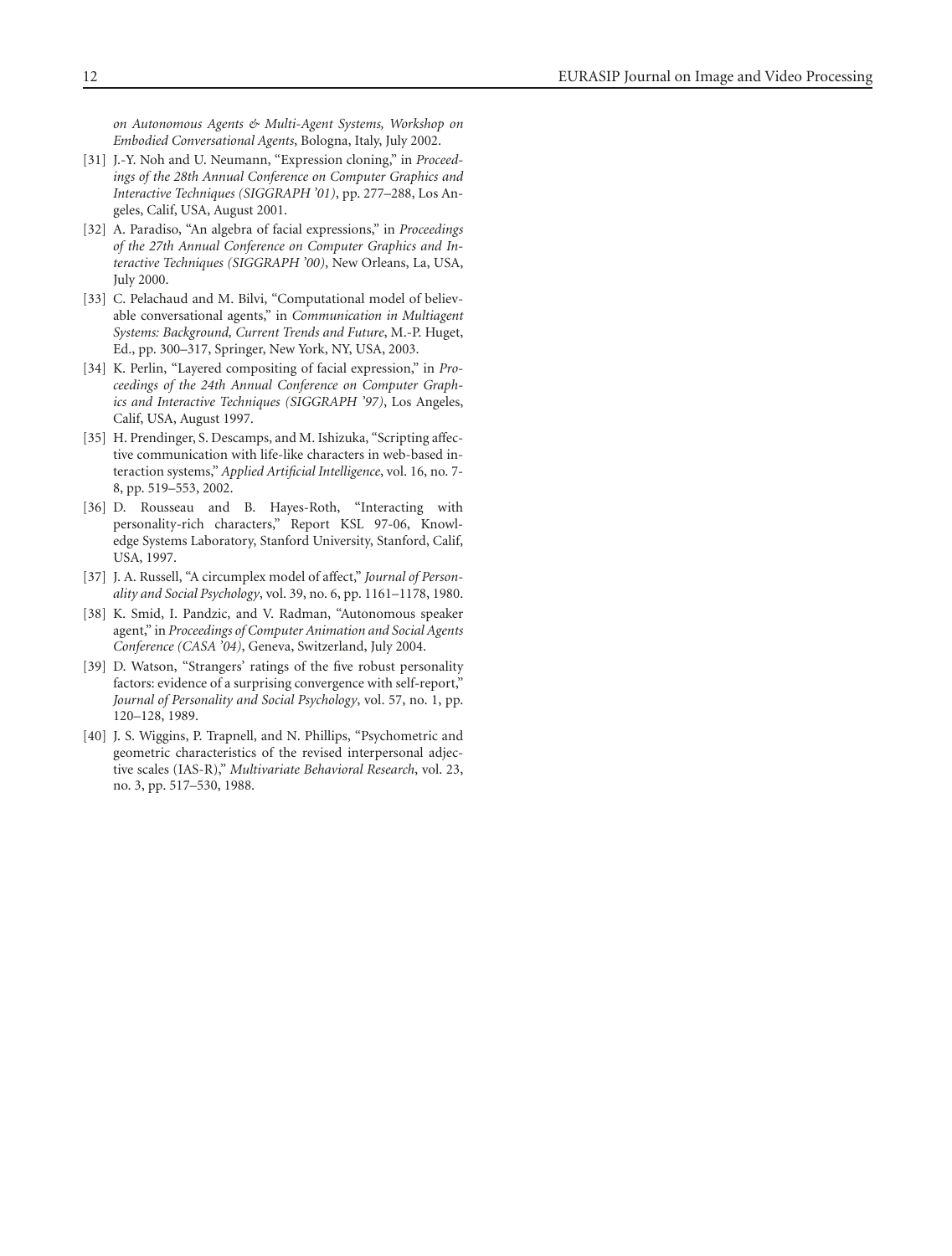*on Autonomous Agents & Multi-Agent Systems, Workshop on Embodied Conversational Agents*, Bologna, Italy, July 2002.

[31] J.-Y. Noh and U. Neumann, "Expression cloning," in *Proceedings of the 28th Annual Conference on Computer Graphics and Interactive Techniques (SIGGRAPH '01)*, pp. 277–288, Los Angeles, Calif, USA, August 2001.

[32] A. Paradiso, "An algebra of facial expressions," in *Proceedings of the 27th Annual Conference on Computer Graphics and Interactive Techniques (SIGGRAPH '00)*, New Orleans, La, USA, July 2000.

[33] C. Pelachaud and M. Bilvi, "Computational model of believable conversational agents," in *Communication in Multiagent Systems: Background, Current Trends and Future*, M.-P. Huget, Ed., pp. 300–317, Springer, New York, NY, USA, 2003.

[34] K. Perlin, "Layered compositing of facial expression," in *Proceedings of the 24th Annual Conference on Computer Graphics and Interactive Techniques (SIGGRAPH '97)*, Los Angeles, Calif, USA, August 1997.

[35] H. Prendinger, S. Descamps, and M. Ishizuka, "Scripting affective communication with life-like characters in web-based interaction systems," *Applied Artificial Intelligence*, vol. 16, no. 7-8, pp. 519–553, 2002.

[36] D. Rousseau and B. Hayes-Roth, "Interacting with personality-rich characters," Report KSL 97-06, Knowledge Systems Laboratory, Stanford University, Stanford, Calif, USA, 1997.

[37] J. A. Russell, "A circumplex model of affect," *Journal of Personality and Social Psychology*, vol. 39, no. 6, pp. 1161–1178, 1980.

[38] K. Smid, I. Pandzic, and V. Radman, "Autonomous speaker agent," in *Proceedings of Computer Animation and Social Agents Conference (CASA '04)*, Geneva, Switzerland, July 2004.

[39] D. Watson, "Strangers' ratings of the five robust personality factors: evidence of a surprising convergence with self-report," *Journal of Personality and Social Psychology*, vol. 57, no. 1, pp. 120–128, 1989.

[40] J. S. Wiggins, P. Trapnell, and N. Phillips, "Psychometric and geometric characteristics of the revised interpersonal adjective scales (IAS-R)," *Multivariate Behavioral Research*, vol. 23, no. 3, pp. 517–530, 1988.